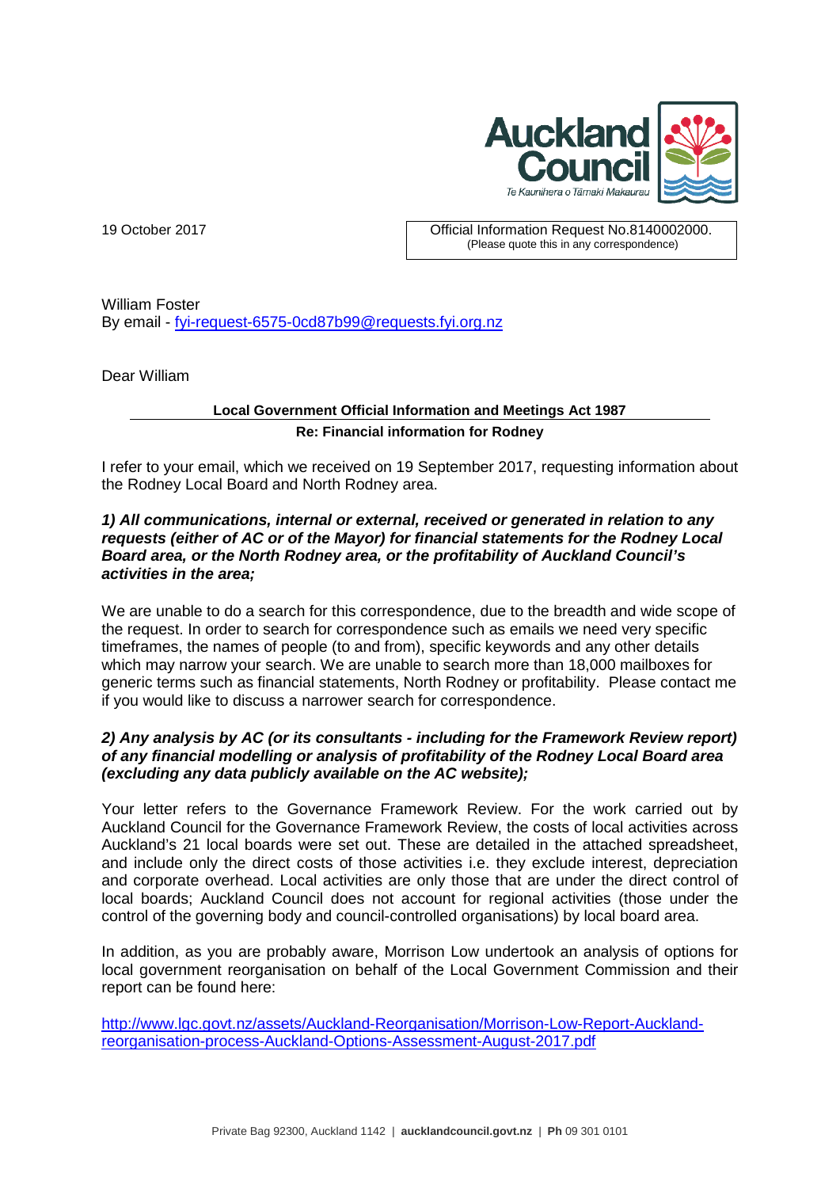**Auckland Council**
*Te Kaunihera o Tāmaki Makaurau*

19 October 2017

Official Information Request No.8140002000.
(Please quote this in any correspondence)

William Foster
By email - fyi-request-6575-0cd87b99@requests.fyi.org.nz

Dear William

**Local Government Official Information and Meetings Act 1987**

**Re: Financial information for Rodney**

I refer to your email, which we received on 19 September 2017, requesting information about the Rodney Local Board and North Rodney area.

***1) All communications, internal or external, received or generated in relation to any requests (either of AC or of the Mayor) for financial statements for the Rodney Local Board area, or the North Rodney area, or the profitability of Auckland Council's activities in the area;***

We are unable to do a search for this correspondence, due to the breadth and wide scope of the request. In order to search for correspondence such as emails we need very specific timeframes, the names of people (to and from), specific keywords and any other details which may narrow your search. We are unable to search more than 18,000 mailboxes for generic terms such as financial statements, North Rodney or profitability. Please contact me if you would like to discuss a narrower search for correspondence.

***2) Any analysis by AC (or its consultants - including for the Framework Review report) of any financial modelling or analysis of profitability of the Rodney Local Board area (excluding any data publicly available on the AC website);***

Your letter refers to the Governance Framework Review. For the work carried out by Auckland Council for the Governance Framework Review, the costs of local activities across Auckland's 21 local boards were set out. These are detailed in the attached spreadsheet, and include only the direct costs of those activities i.e. they exclude interest, depreciation and corporate overhead. Local activities are only those that are under the direct control of local boards; Auckland Council does not account for regional activities (those under the control of the governing body and council-controlled organisations) by local board area.

In addition, as you are probably aware, Morrison Low undertook an analysis of options for local government reorganisation on behalf of the Local Government Commission and their report can be found here:

http://www.lgc.govt.nz/assets/Auckland-Reorganisation/Morrison-Low-Report-Auckland-reorganisation-process-Auckland-Options-Assessment-August-2017.pdf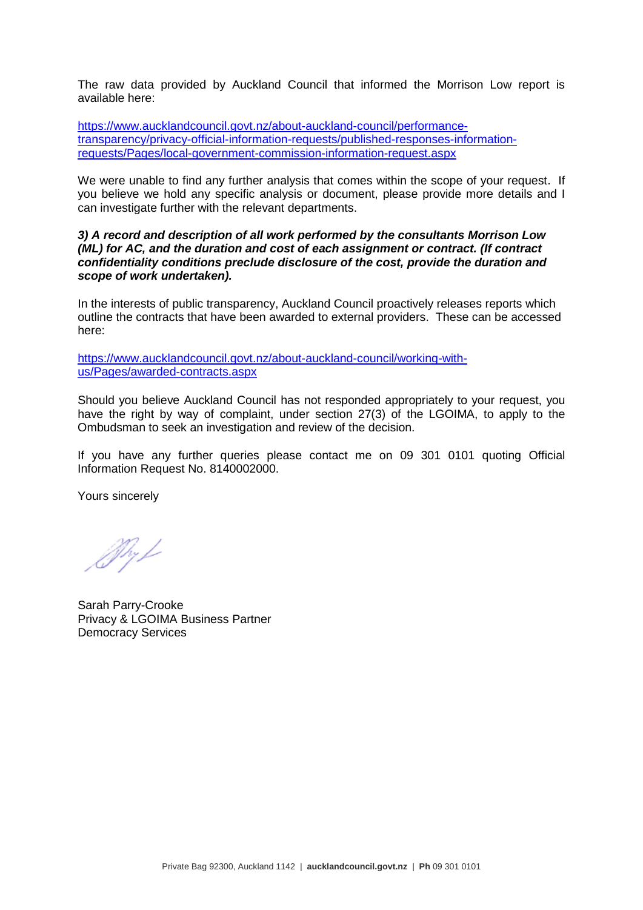The raw data provided by Auckland Council that informed the Morrison Low report is available here:

https://www.aucklandcouncil.govt.nz/about-auckland-council/performance-transparency/privacy-official-information-requests/published-responses-information-requests/Pages/local-government-commission-information-request.aspx

We were unable to find any further analysis that comes within the scope of your request. If you believe we hold any specific analysis or document, please provide more details and I can investigate further with the relevant departments.

***3) A record and description of all work performed by the consultants Morrison Low (ML) for AC, and the duration and cost of each assignment or contract. (If contract confidentiality conditions preclude disclosure of the cost, provide the duration and scope of work undertaken).***

In the interests of public transparency, Auckland Council proactively releases reports which outline the contracts that have been awarded to external providers. These can be accessed here:

https://www.aucklandcouncil.govt.nz/about-auckland-council/working-with-us/Pages/awarded-contracts.aspx

Should you believe Auckland Council has not responded appropriately to your request, you have the right by way of complaint, under section 27(3) of the LGOIMA, to apply to the Ombudsman to seek an investigation and review of the decision.

If you have any further queries please contact me on 09 301 0101 quoting Official Information Request No. 8140002000.

Yours sincerely

Sarah Parry-Crooke
Privacy & LGOIMA Business Partner
Democracy Services